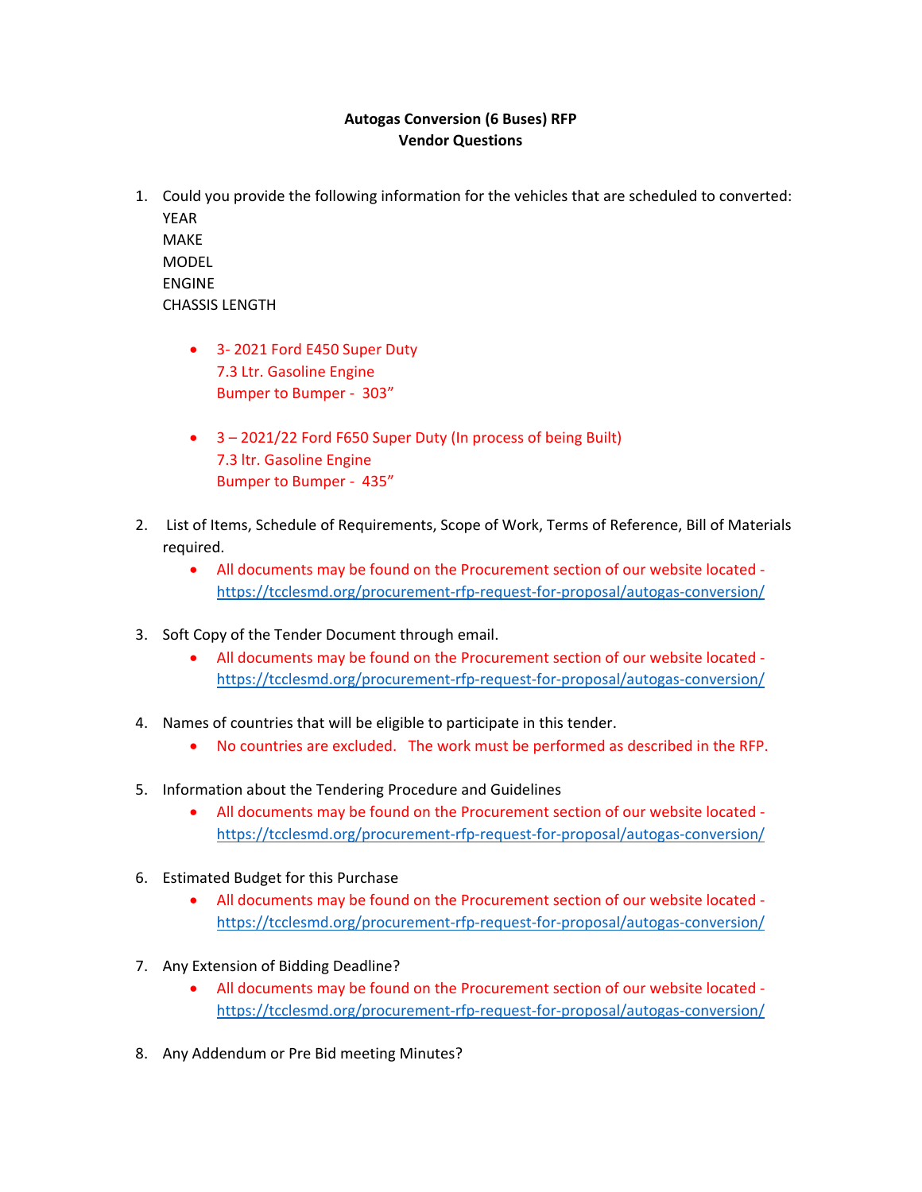**Autogas Conversion (6 Buses) RFP**
**Vendor Questions**

1. Could you provide the following information for the vehicles that are scheduled to converted:
   YEAR
   MAKE
   MODEL
   ENGINE
   CHASSIS LENGTH

   - 3- 2021 Ford E450 Super Duty
     7.3 Ltr. Gasoline Engine
     Bumper to Bumper - 303"

   - 3 – 2021/22 Ford F650 Super Duty (In process of being Built)
     7.3 ltr. Gasoline Engine
     Bumper to Bumper - 435"

2. List of Items, Schedule of Requirements, Scope of Work, Terms of Reference, Bill of Materials required.
   - All documents may be found on the Procurement section of our website located - https://tcclesmd.org/procurement-rfp-request-for-proposal/autogas-conversion/

3. Soft Copy of the Tender Document through email.
   - All documents may be found on the Procurement section of our website located - https://tcclesmd.org/procurement-rfp-request-for-proposal/autogas-conversion/

4. Names of countries that will be eligible to participate in this tender.
   - No countries are excluded. The work must be performed as described in the RFP.

5. Information about the Tendering Procedure and Guidelines
   - All documents may be found on the Procurement section of our website located - https://tcclesmd.org/procurement-rfp-request-for-proposal/autogas-conversion/

6. Estimated Budget for this Purchase
   - All documents may be found on the Procurement section of our website located - https://tcclesmd.org/procurement-rfp-request-for-proposal/autogas-conversion/

7. Any Extension of Bidding Deadline?
   - All documents may be found on the Procurement section of our website located - https://tcclesmd.org/procurement-rfp-request-for-proposal/autogas-conversion/

8. Any Addendum or Pre Bid meeting Minutes?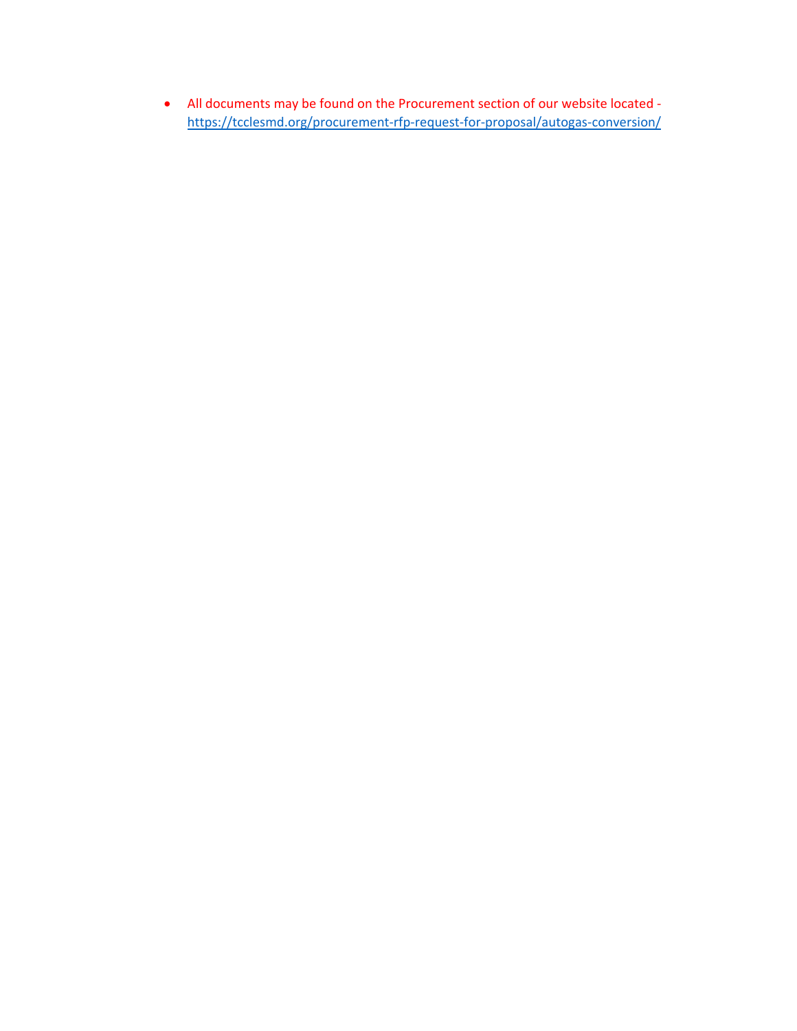- All documents may be found on the Procurement section of our website located - https://tcclesmd.org/procurement-rfp-request-for-proposal/autogas-conversion/